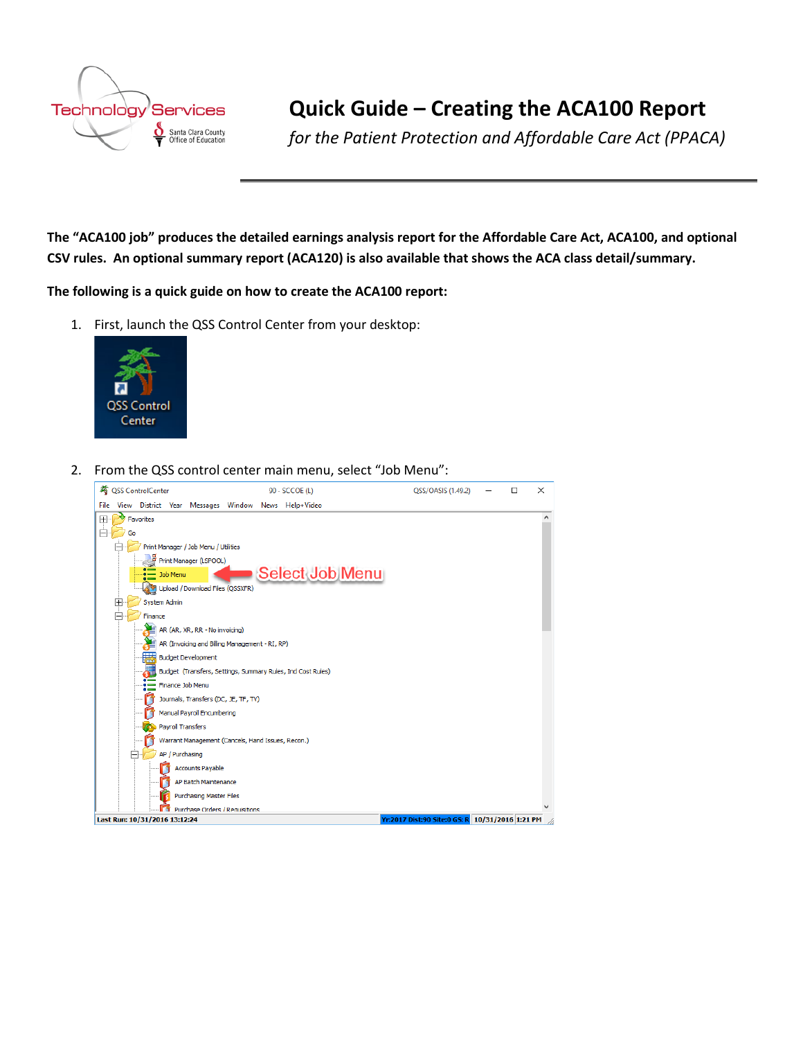# Quick Guide – Creating the ACA100 Report

*for the Patient Protection and Affordable Care Act (PPACA)*

**The "ACA100 job" produces the detailed earnings analysis report for the Affordable Care Act, ACA100, and optional CSV rules. An optional summary report (ACA120) is also available that shows the ACA class detail/summary.**

**The following is a quick guide on how to create the ACA100 report:**

1. First, launch the QSS Control Center from your desktop:
2. From the QSS control center main menu, select "Job Menu":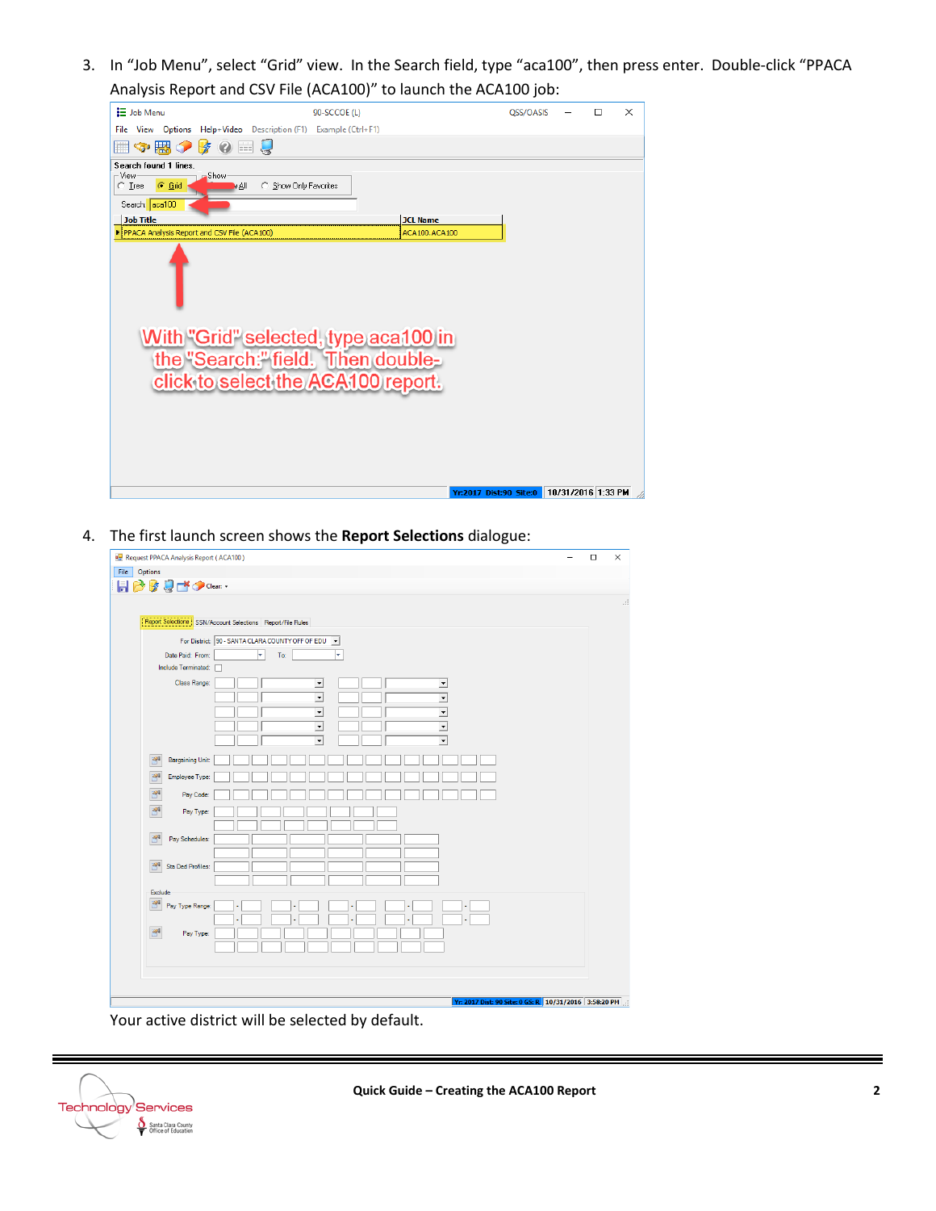3. In “Job Menu”, select “Grid” view. In the Search field, type “aca100”, then press enter. Double-click “PPACA Analysis Report and CSV File (ACA100)” to launch the ACA100 job:

4. The first launch screen shows the **Report Selections** dialogue:

   Your active district will be selected by default.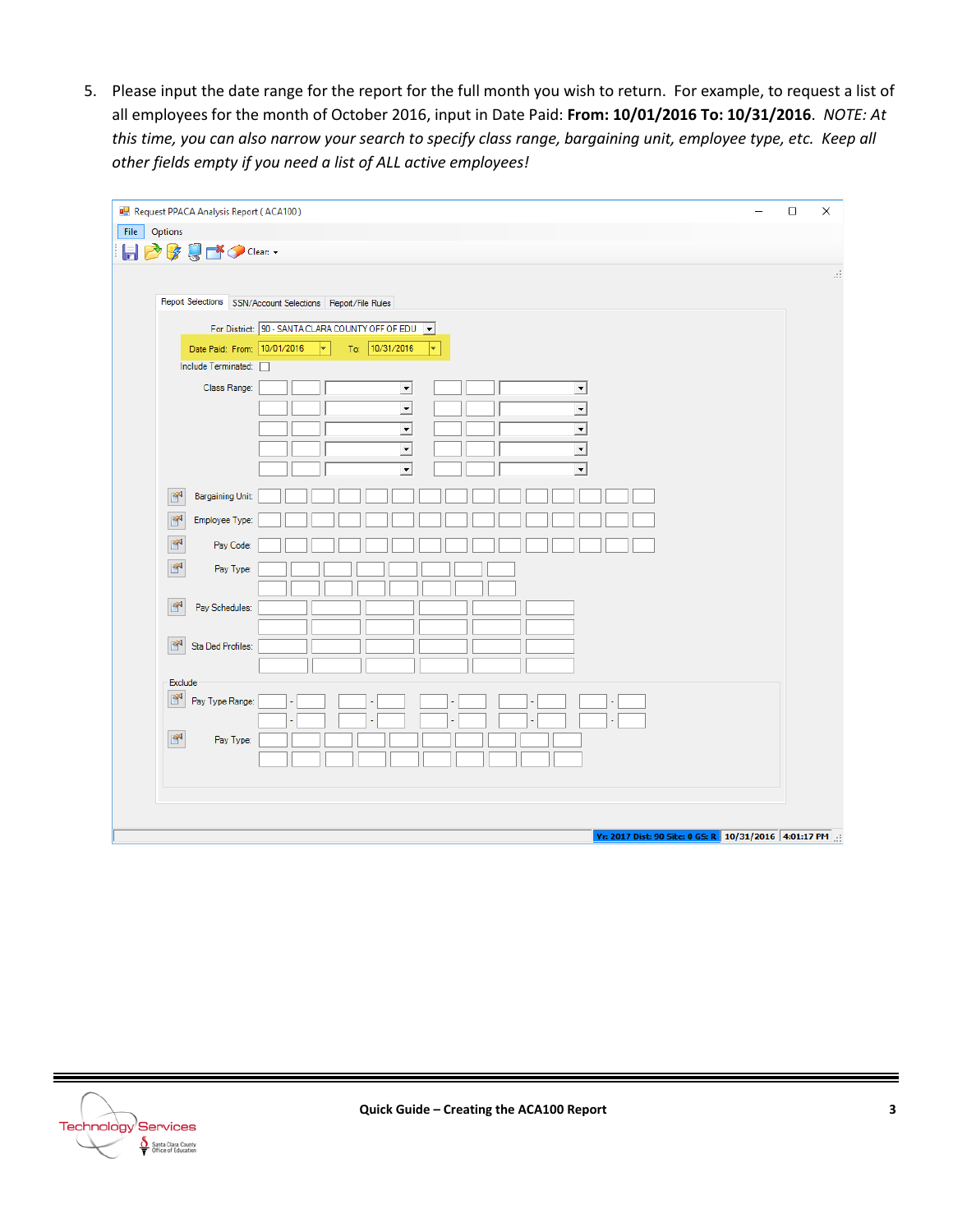5. Please input the date range for the report for the full month you wish to return. For example, to request a list of all employees for the month of October 2016, input in Date Paid: **From: 10/01/2016 To: 10/31/2016**. *NOTE: At this time, you can also narrow your search to specify class range, bargaining unit, employee type, etc. Keep all other fields empty if you need a list of ALL active employees!*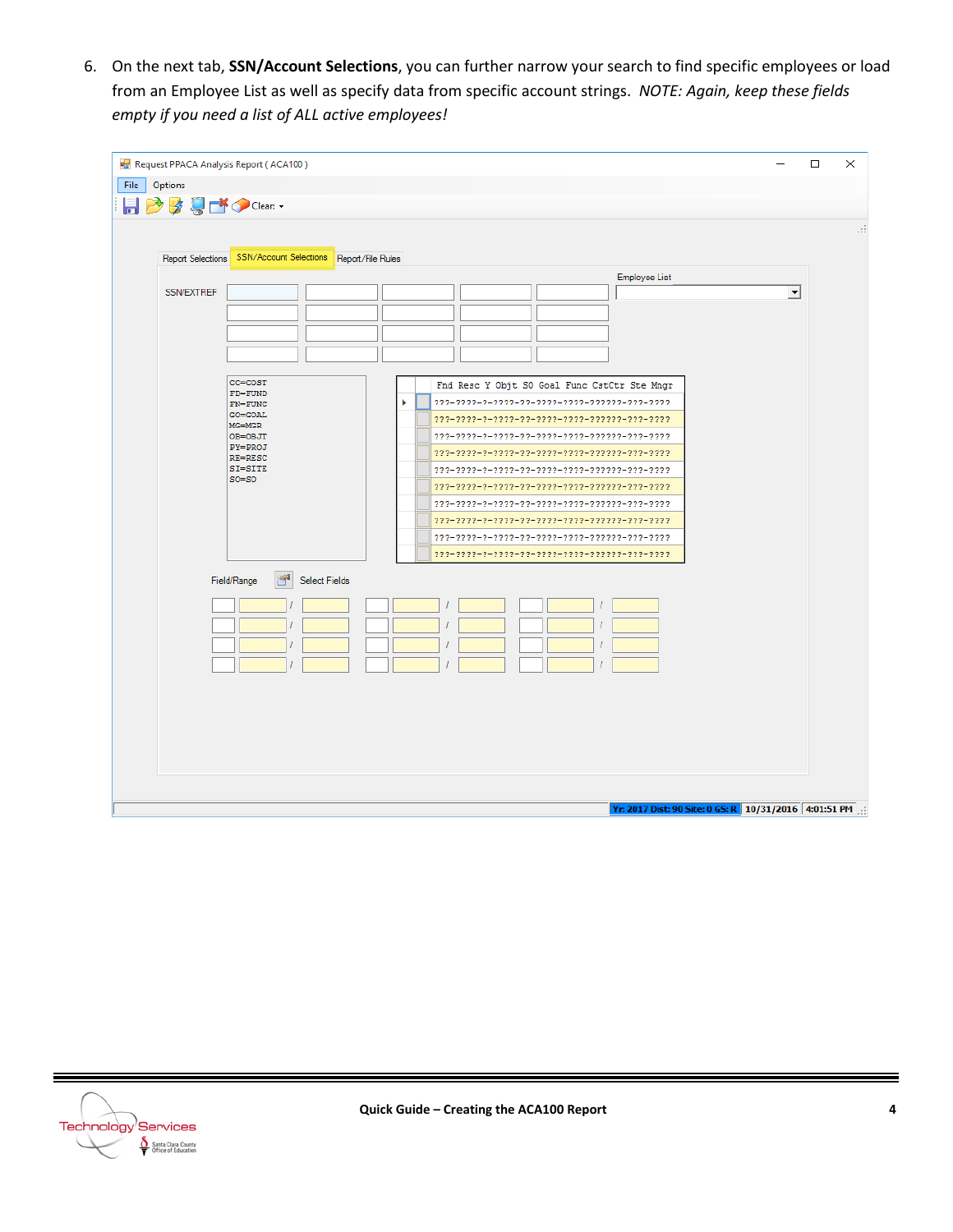6. On the next tab, **SSN/Account Selections**, you can further narrow your search to find specific employees or load from an Employee List as well as specify data from specific account strings. *NOTE: Again, keep these fields empty if you need a list of ALL active employees!*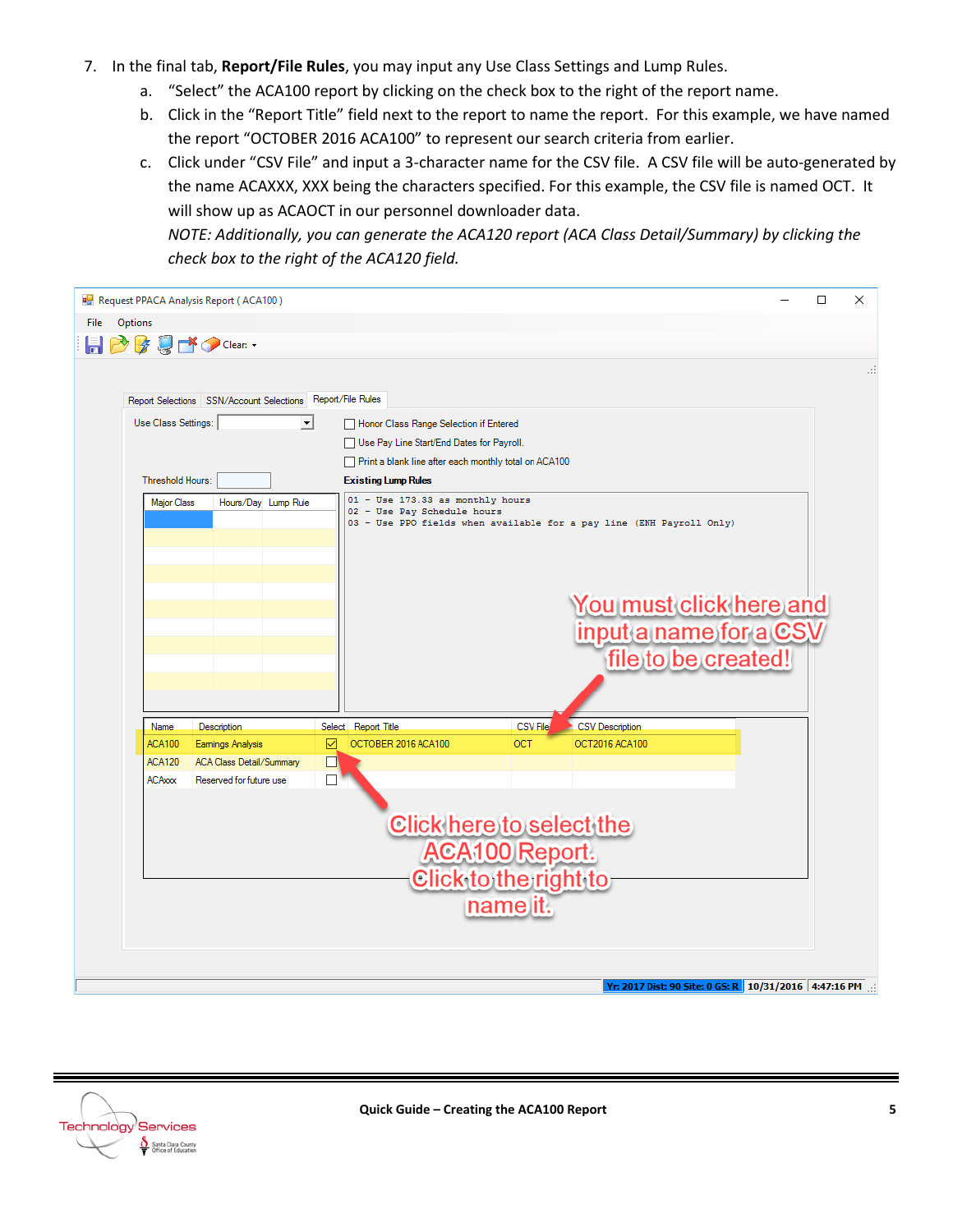7. In the final tab, **Report/File Rules**, you may input any Use Class Settings and Lump Rules.
   a. "Select" the ACA100 report by clicking on the check box to the right of the report name.
   b. Click in the "Report Title" field next to the report to name the report. For this example, we have named the report "OCTOBER 2016 ACA100" to represent our search criteria from earlier.
   c. Click under "CSV File" and input a 3-character name for the CSV file. A CSV file will be auto-generated by the name ACAXXX, XXX being the characters specified. For this example, the CSV file is named OCT. It will show up as ACAOCT in our personnel downloader data.
   *NOTE: Additionally, you can generate the ACA120 report (ACA Class Detail/Summary) by clicking the check box to the right of the ACA120 field.*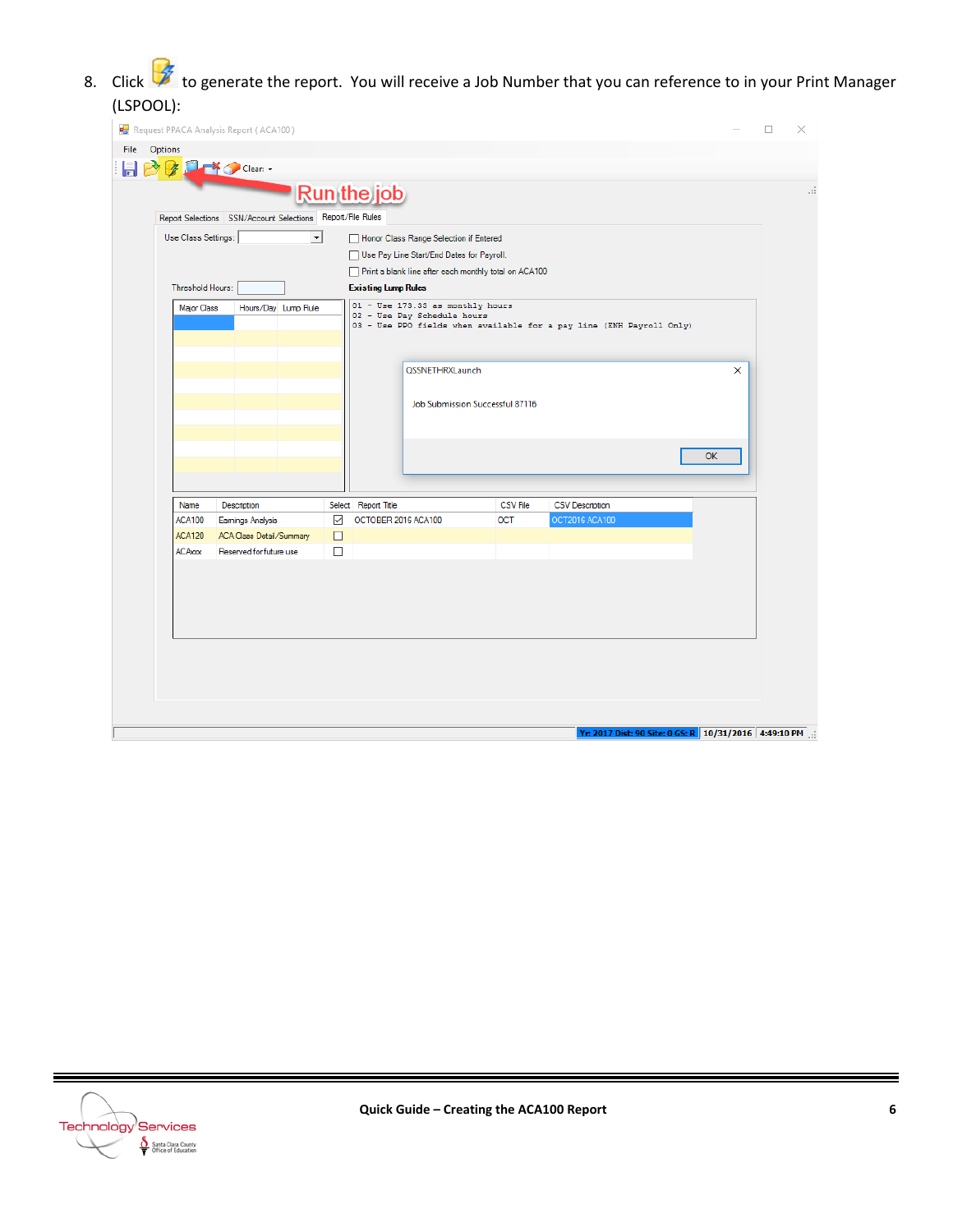8. Click to generate the report. You will receive a Job Number that you can reference to in your Print Manager (LSPOOL):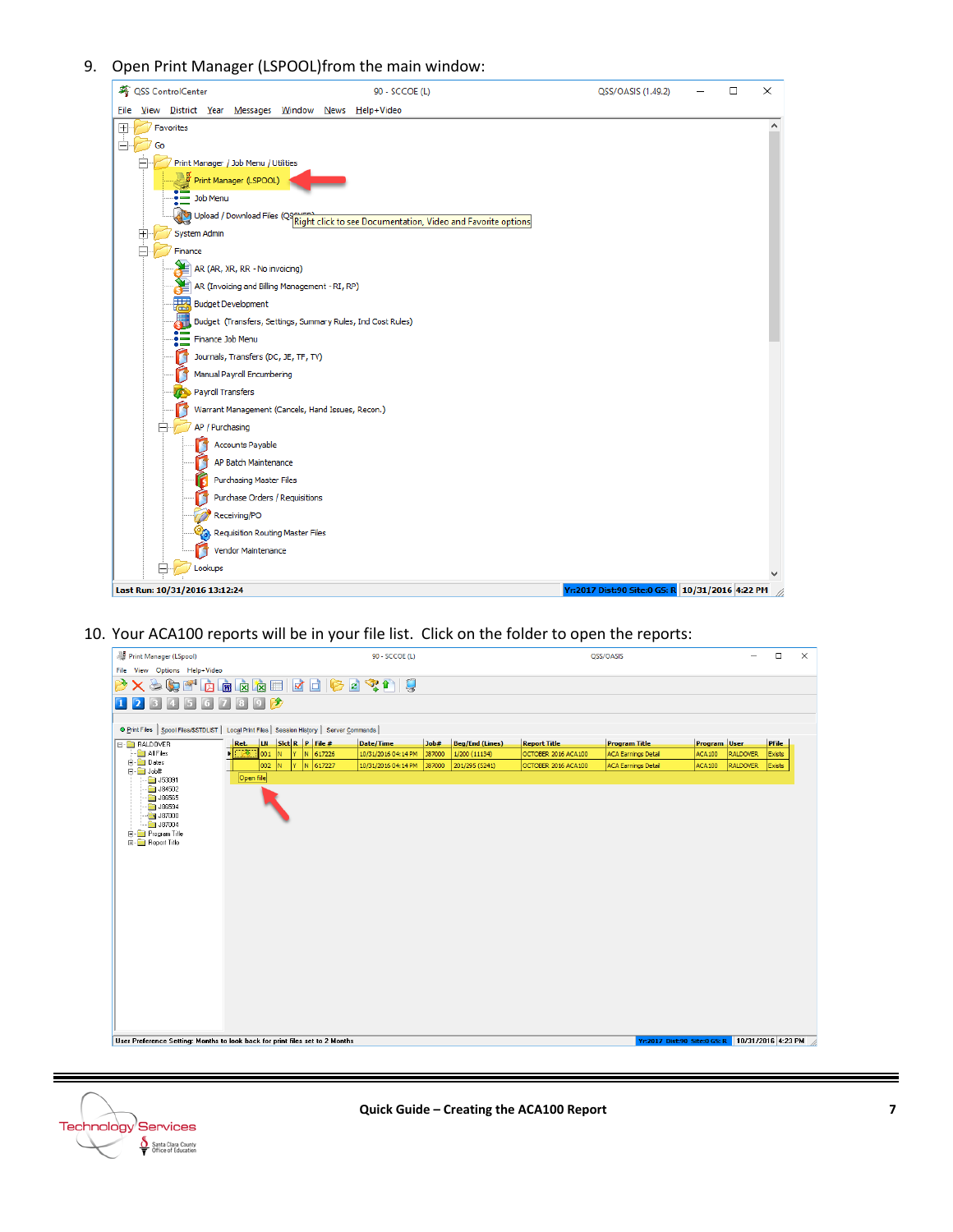9. Open Print Manager (LSPOOL)from the main window:

10. Your ACA100 reports will be in your file list. Click on the folder to open the reports: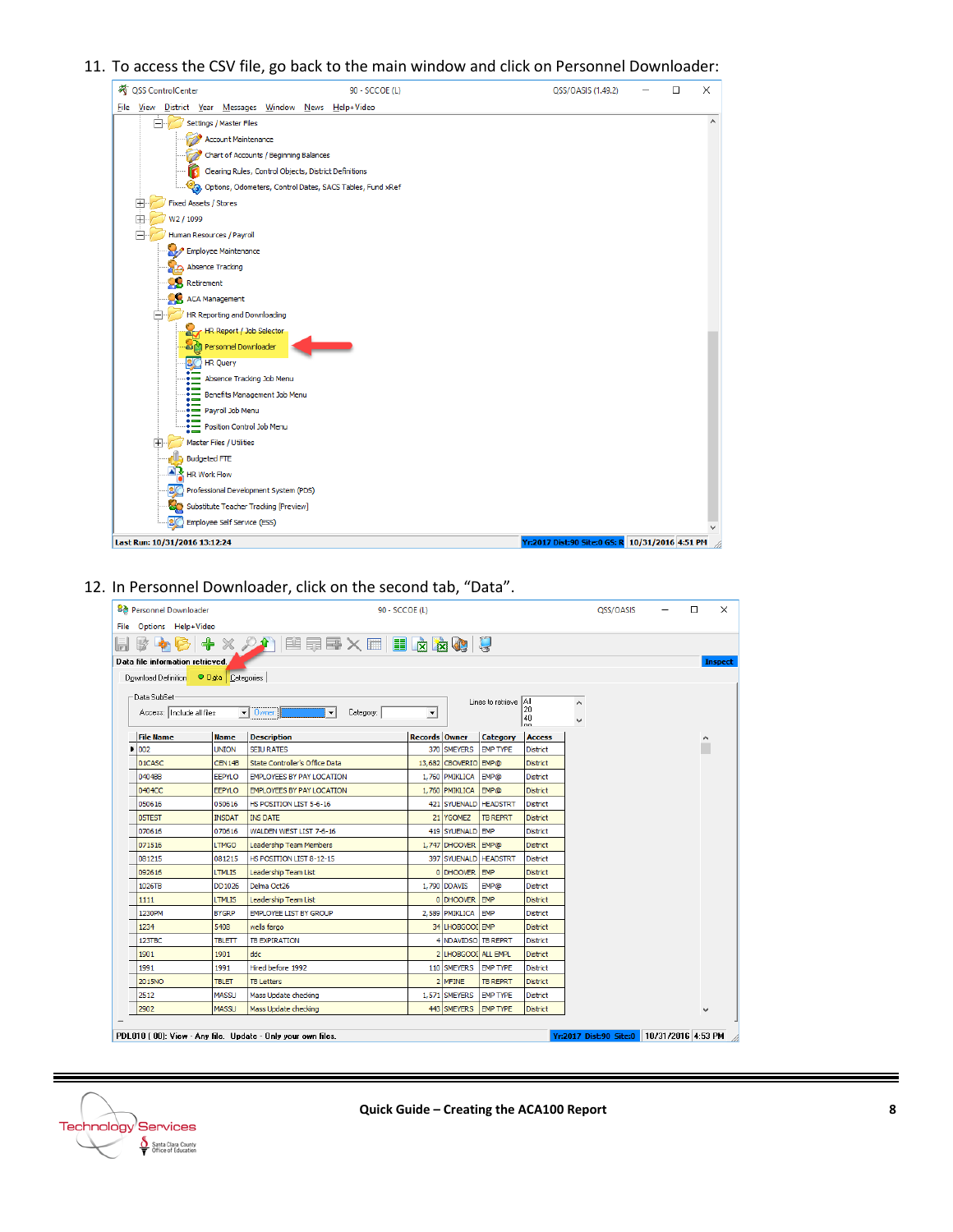11. To access the CSV file, go back to the main window and click on Personnel Downloader:

12. In Personnel Downloader, click on the second tab, "Data".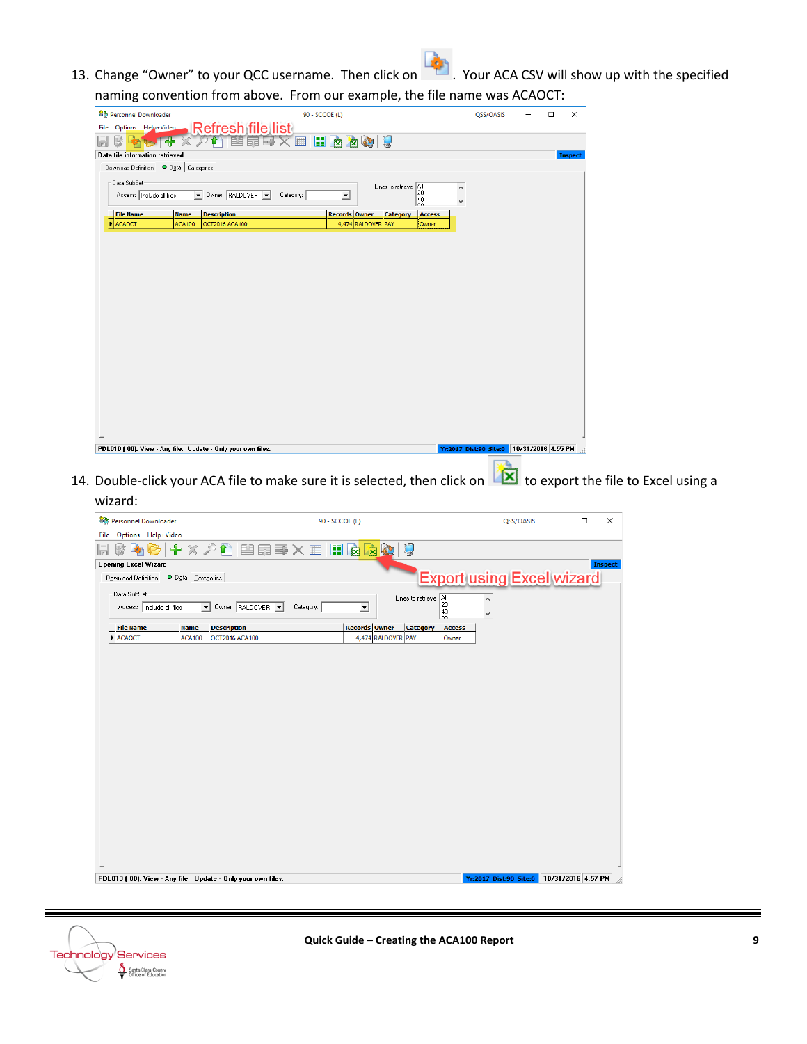13. Change "Owner" to your QCC username. Then click on . Your ACA CSV will show up with the specified naming convention from above. From our example, the file name was ACAOCT:

14. Double-click your ACA file to make sure it is selected, then click on to export the file to Excel using a wizard: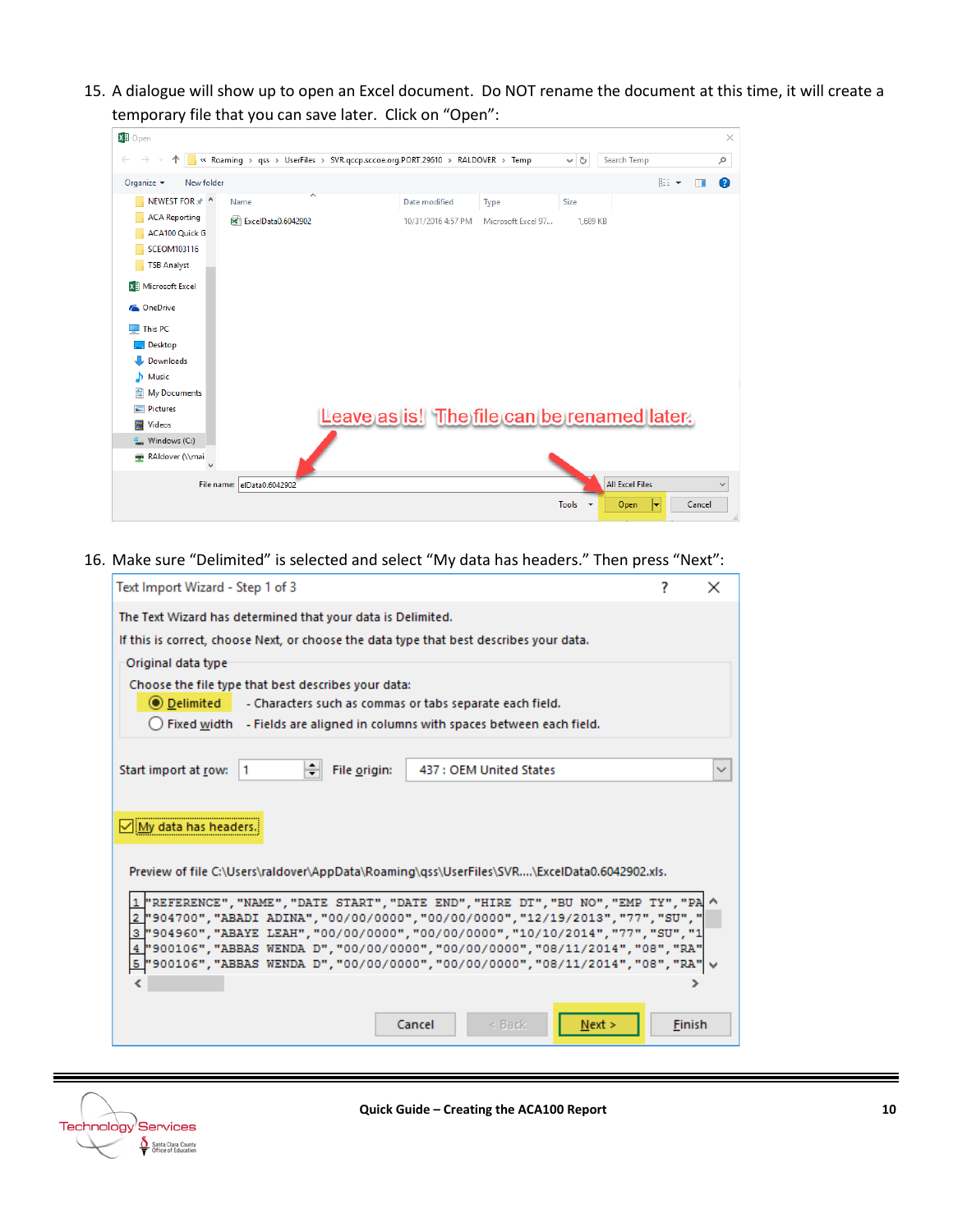15. A dialogue will show up to open an Excel document. Do NOT rename the document at this time, it will create a temporary file that you can save later. Click on "Open":

16. Make sure "Delimited" is selected and select "My data has headers." Then press "Next":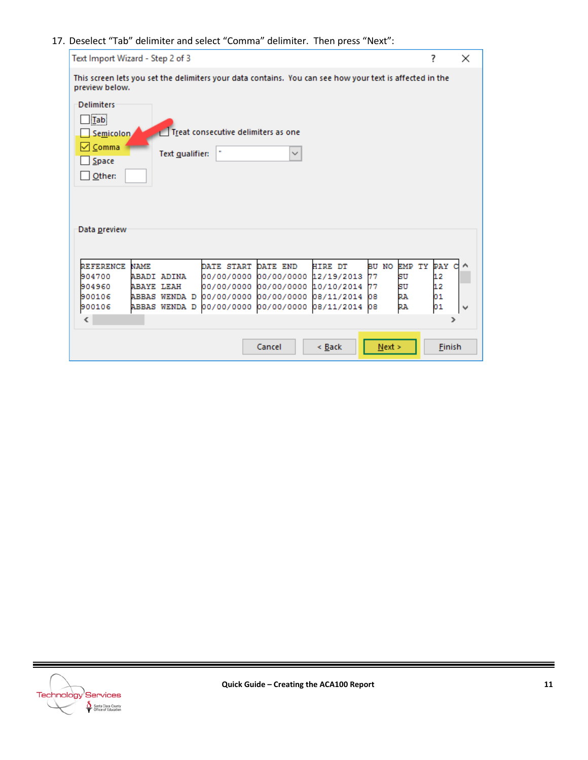17. Deselect “Tab” delimiter and select “Comma” delimiter. Then press “Next”:

Text Import Wizard - Step 2 of 3

This screen lets you set the delimiters your data contains. You can see how your text is affected in the preview below.

Delimiters

- [ ] Tab
- [ ] Semicolon
- [x] Comma
- [ ] Space
- [ ] Other:

- [ ] Treat consecutive delimiters as one

Text qualifier: "

Data preview

| REFERENCE | NAME | DATE START | DATE END | HIRE DT | BU NO | EMP TY | PAY C |
|---|---|---|---|---|---|---|---|
| 904700 | ABADI ADINA | 00/00/0000 | 00/00/0000 | 12/19/2013 | 77 | SU | 12 |
| 904960 | ABAYE LEAH | 00/00/0000 | 00/00/0000 | 10/10/2014 | 77 | SU | 12 |
| 900106 | ABBAS WENDA D | 00/00/0000 | 00/00/0000 | 08/11/2014 | 08 | RA | 01 |
| 900106 | ABBAS WENDA D | 00/00/0000 | 00/00/0000 | 08/11/2014 | 08 | RA | 01 |

Cancel | < Back | Next > | Finish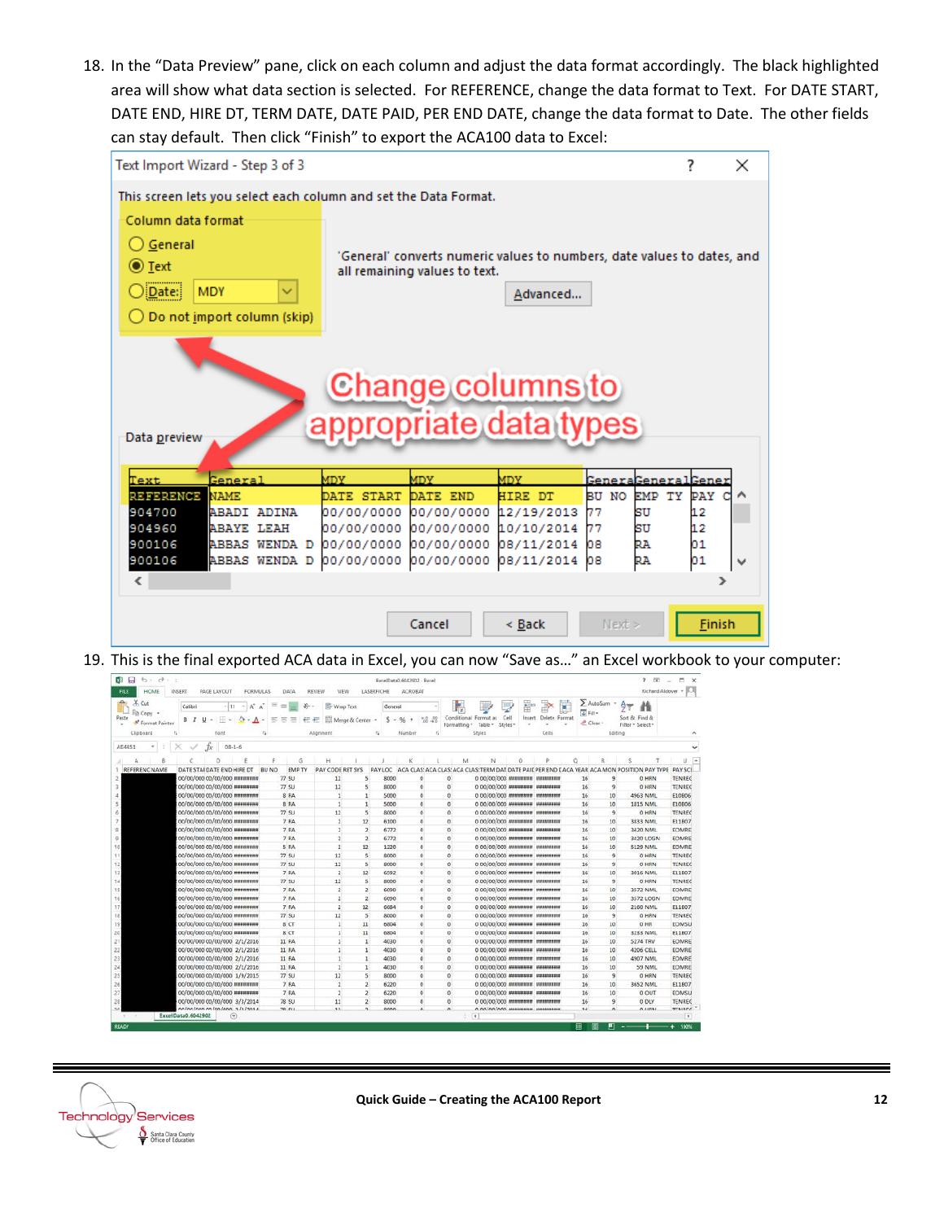18. In the "Data Preview" pane, click on each column and adjust the data format accordingly. The black highlighted area will show what data section is selected. For REFERENCE, change the data format to Text. For DATE START, DATE END, HIRE DT, TERM DATE, DATE PAID, PER END DATE, change the data format to Date. The other fields can stay default. Then click "Finish" to export the ACA100 data to Excel:

19. This is the final exported ACA data in Excel, you can now "Save as…" an Excel workbook to your computer:

Quick Guide – Creating the ACA100 Report